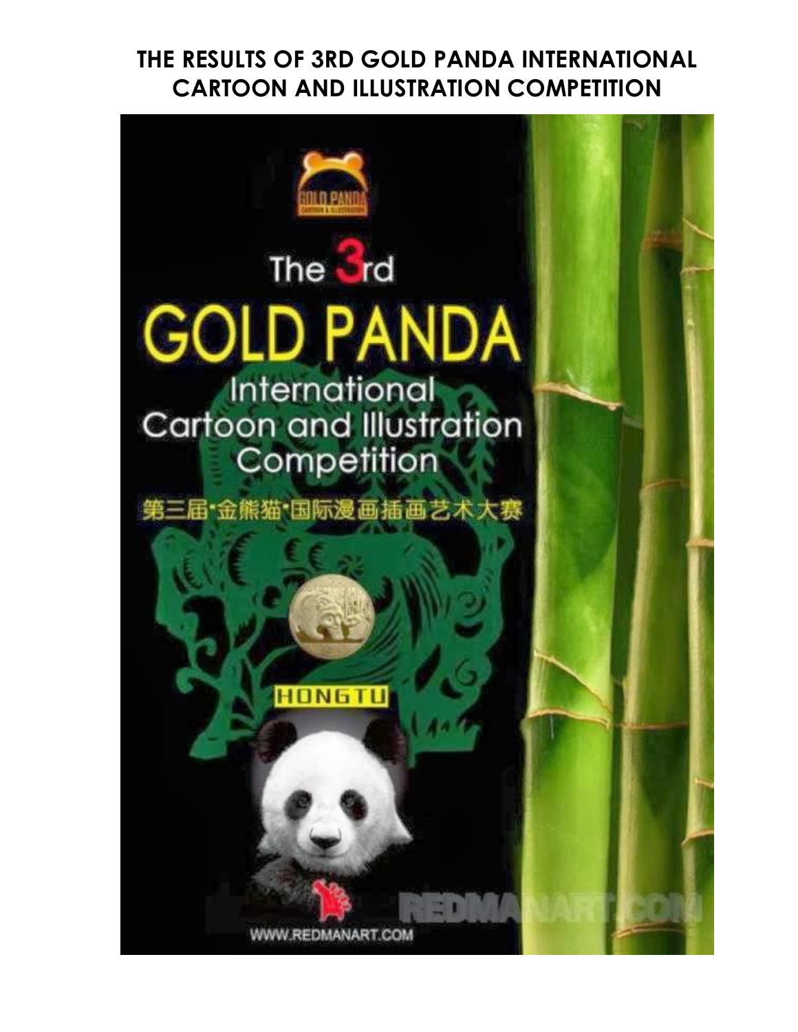# THE RESULTS OF 3RD GOLD PANDA INTERNATIONAL CARTOON AND ILLUSTRATION COMPETITION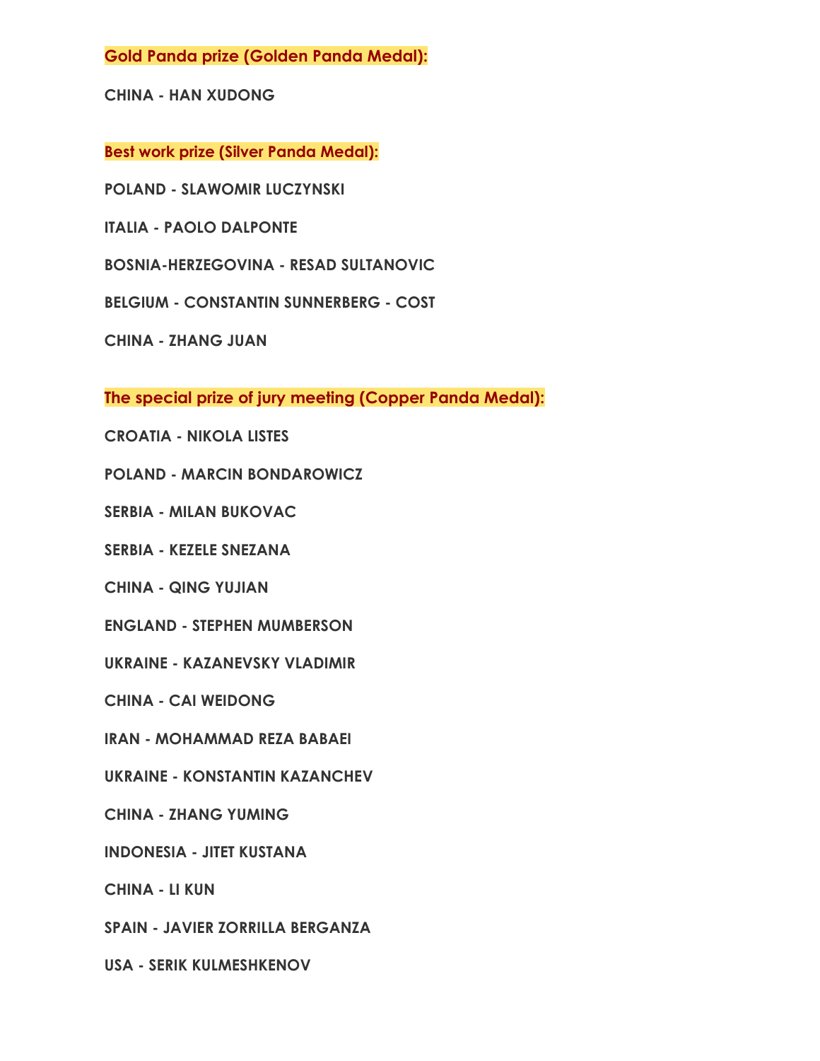**Gold Panda prize (Golden Panda Medal):**

**CHINA - HAN XUDONG**

**Best work prize (Silver Panda Medal):**

**POLAND - SLAWOMIR LUCZYNSKI**

**ITALIA - PAOLO DALPONTE**

**BOSNIA-HERZEGOVINA - RESAD SULTANOVIC**

**BELGIUM - CONSTANTIN SUNNERBERG - COST**

**CHINA - ZHANG JUAN**

**The special prize of jury meeting (Copper Panda Medal):**

**CROATIA - NIKOLA LISTES**

**POLAND - MARCIN BONDAROWICZ**

**SERBIA - MILAN BUKOVAC**

**SERBIA - KEZELE SNEZANA**

**CHINA - QING YUJIAN**

**ENGLAND - STEPHEN MUMBERSON**

**UKRAINE - KAZANEVSKY VLADIMIR**

**CHINA - CAI WEIDONG**

**IRAN - MOHAMMAD REZA BABAEI**

**UKRAINE - KONSTANTIN KAZANCHEV**

**CHINA - ZHANG YUMING**

**INDONESIA - JITET KUSTANA**

**CHINA - LI KUN**

**SPAIN - JAVIER ZORRILLA BERGANZA**

**USA - SERIK KULMESHKENOV**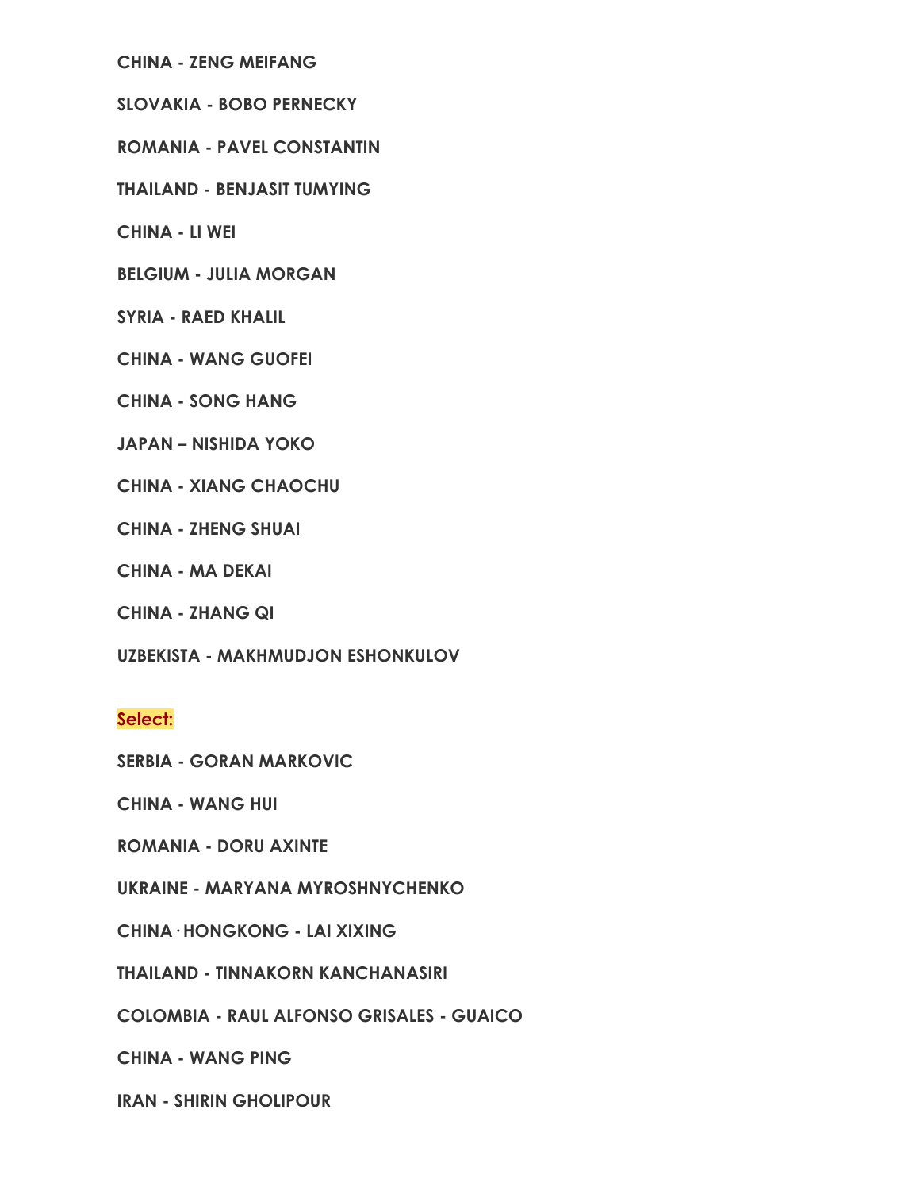**CHINA - ZENG MEIFANG**

**SLOVAKIA - BOBO PERNECKY**

**ROMANIA - PAVEL CONSTANTIN**

**THAILAND - BENJASIT TUMYING**

**CHINA - LI WEI**

**BELGIUM - JULIA MORGAN**

**SYRIA - RAED KHALIL**

**CHINA - WANG GUOFEI**

**CHINA - SONG HANG**

**JAPAN – NISHIDA YOKO**

**CHINA - XIANG CHAOCHU**

**CHINA - ZHENG SHUAI**

**CHINA - MA DEKAI**

**CHINA - ZHANG QI**

**UZBEKISTA - MAKHMUDJON ESHONKULOV**

**Select:**

**SERBIA - GORAN MARKOVIC**

**CHINA - WANG HUI**

**ROMANIA - DORU AXINTE**

**UKRAINE - MARYANA MYROSHNYCHENKO**

**CHINA · HONGKONG - LAI XIXING**

**THAILAND - TINNAKORN KANCHANASIRI**

**COLOMBIA - RAUL ALFONSO GRISALES - GUAICO**

**CHINA - WANG PING**

**IRAN - SHIRIN GHOLIPOUR**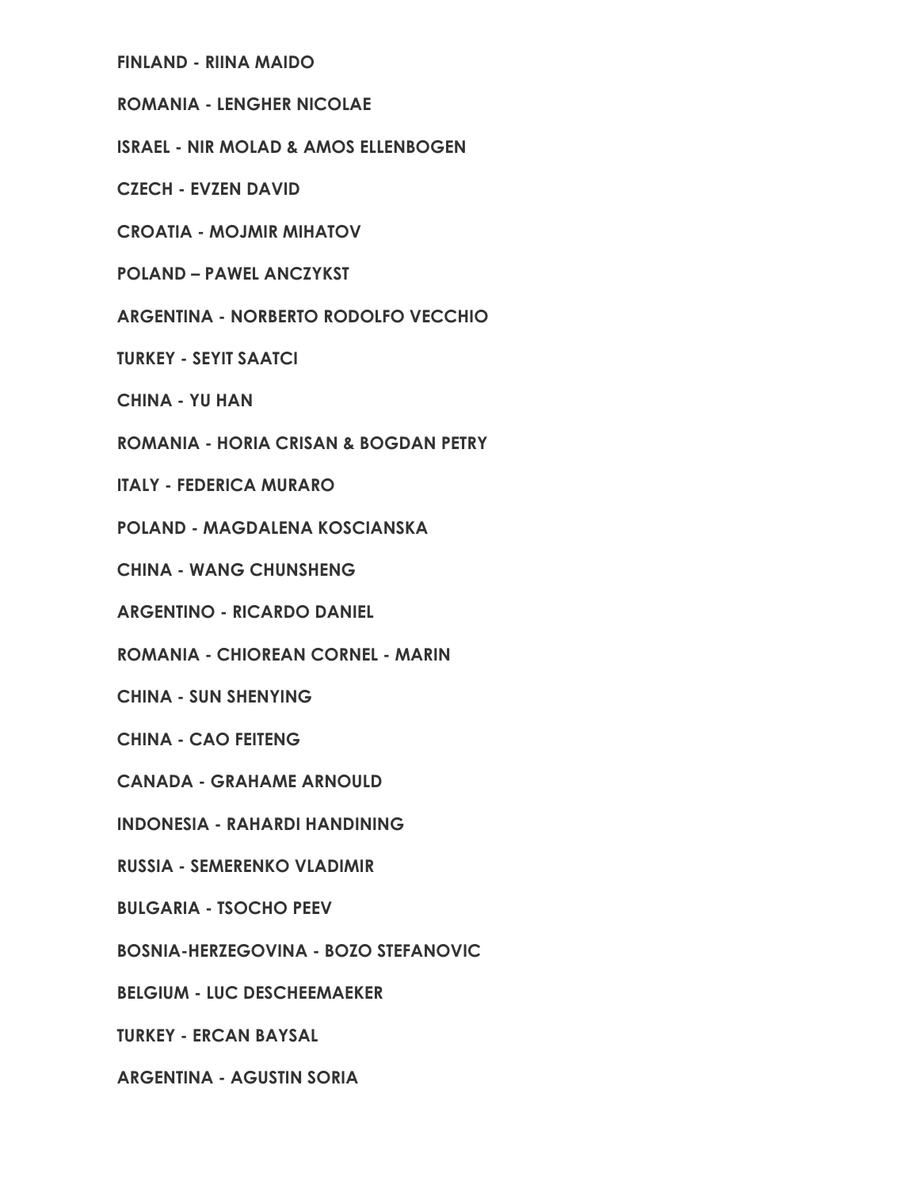**FINLAND - RIINA MAIDO**

**ROMANIA - LENGHER NICOLAE**

**ISRAEL - NIR MOLAD & AMOS ELLENBOGEN**

**CZECH - EVZEN DAVID**

**CROATIA - MOJMIR MIHATOV**

**POLAND – PAWEL ANCZYKST**

**ARGENTINA - NORBERTO RODOLFO VECCHIO**

**TURKEY - SEYIT SAATCI**

**CHINA - YU HAN**

**ROMANIA - HORIA CRISAN & BOGDAN PETRY**

**ITALY - FEDERICA MURARO**

**POLAND - MAGDALENA KOSCIANSKA**

**CHINA - WANG CHUNSHENG**

**ARGENTINO - RICARDO DANIEL**

**ROMANIA - CHIOREAN CORNEL - MARIN**

**CHINA - SUN SHENYING**

**CHINA - CAO FEITENG**

**CANADA - GRAHAME ARNOULD**

**INDONESIA - RAHARDI HANDINING**

**RUSSIA - SEMERENKO VLADIMIR**

**BULGARIA - TSOCHO PEEV**

**BOSNIA-HERZEGOVINA - BOZO STEFANOVIC**

**BELGIUM - LUC DESCHEEMAEKER**

**TURKEY - ERCAN BAYSAL**

**ARGENTINA - AGUSTIN SORIA**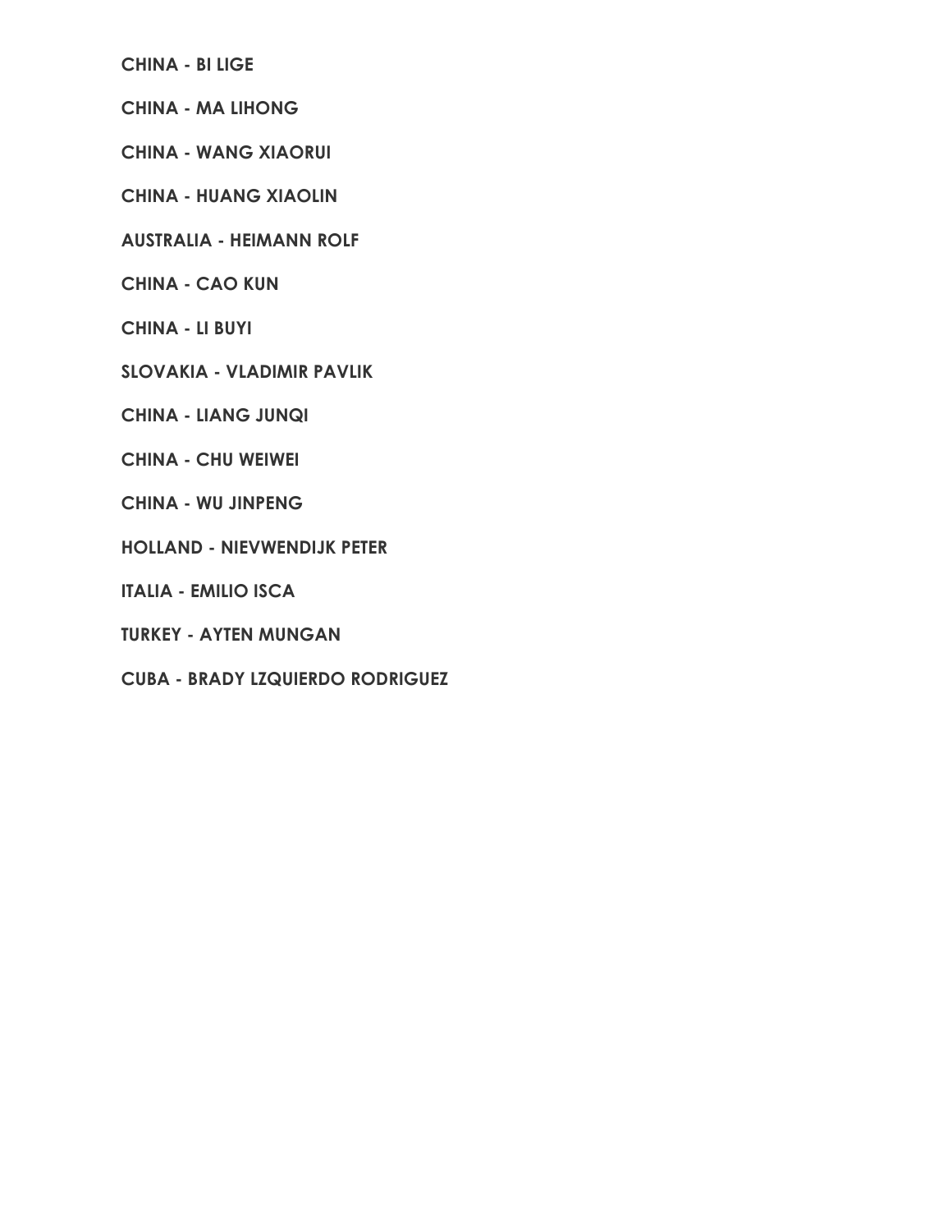**CHINA - BI LIGE**

**CHINA - MA LIHONG**

**CHINA - WANG XIAORUI**

**CHINA - HUANG XIAOLIN**

**AUSTRALIA - HEIMANN ROLF**

**CHINA - CAO KUN**

**CHINA - LI BUYI**

**SLOVAKIA - VLADIMIR PAVLIK**

**CHINA - LIANG JUNQI**

**CHINA - CHU WEIWEI**

**CHINA - WU JINPENG**

**HOLLAND - NIEVWENDIJK PETER**

**ITALIA - EMILIO ISCA**

**TURKEY - AYTEN MUNGAN**

**CUBA - BRADY LZQUIERDO RODRIGUEZ**